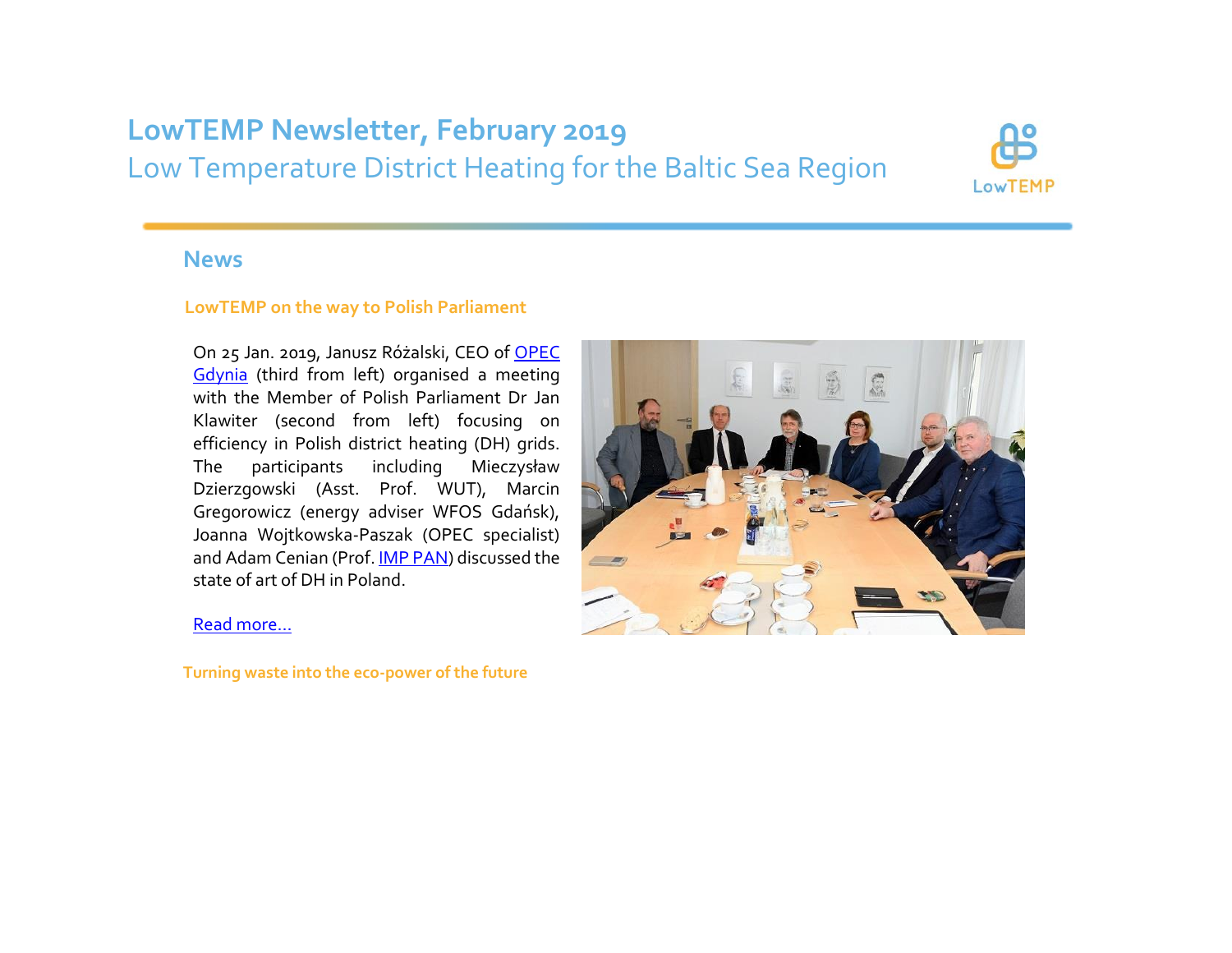# LowTEMP Newsletter, February 2019

Low Temperature District Heating for the Baltic Sea Region

## News

### LowTEMP on the way to Polish Parliament

On 25 Jan. 2019, Janusz Różalski, CEO of OPEC Gdynia (third from left) organised a meeting with the Member of Polish Parliament Dr Jan Klawiter (second from left) focusing on efficiency in Polish district heating (DH) grids. The participants including Mieczysław Dzierzgowski (Asst. Prof. WUT), Marcin Gregorowicz (energy adviser WFOS Gdańsk), Joanna Wojtkowska-Paszak (OPEC specialist) and Adam Cenian (Prof. IMP PAN) discussed the state of art of DH in Poland.

Read more…

### Turning waste into the eco-power of the future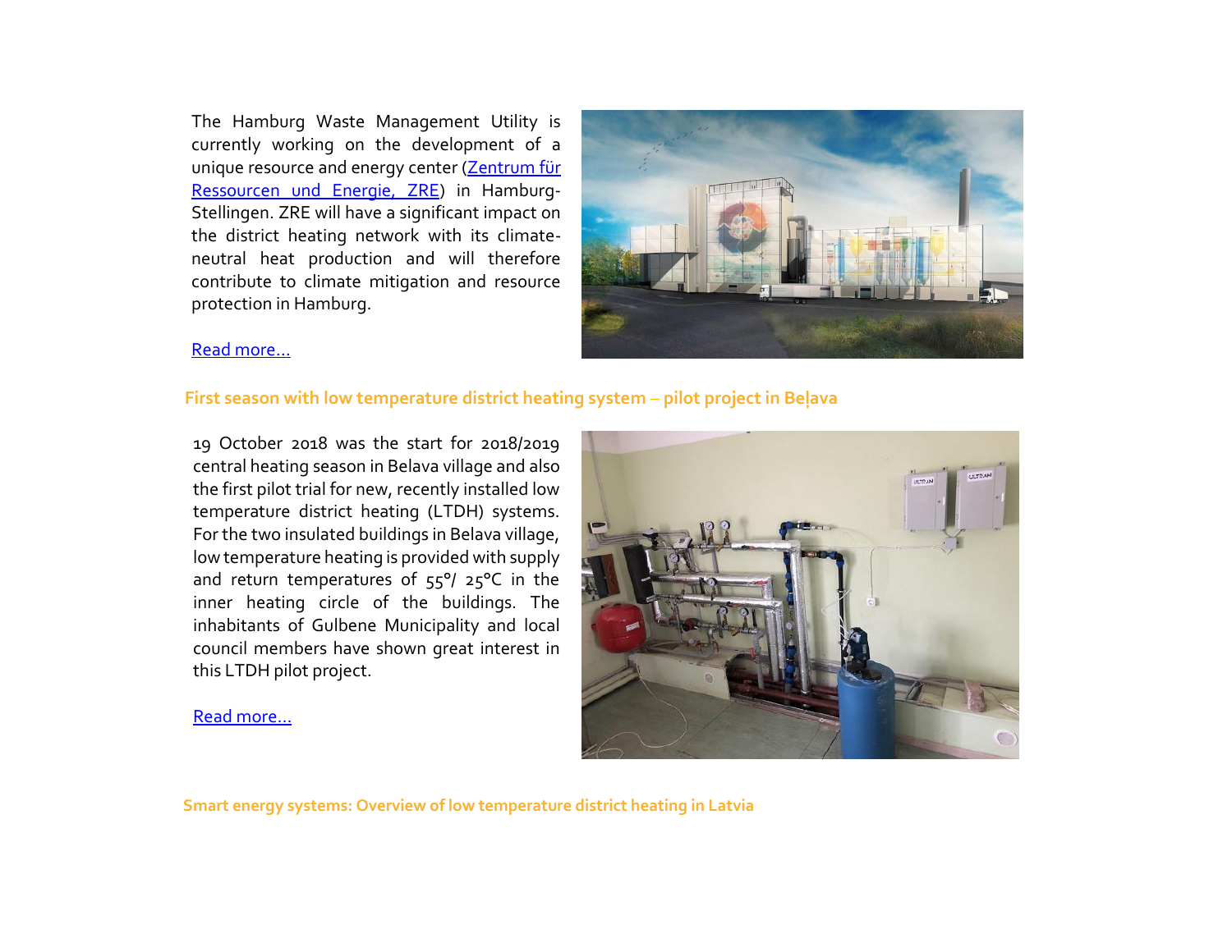The Hamburg Waste Management Utility is currently working on the development of a unique resource and energy center (Zentrum für Ressourcen und Energie, ZRE) in Hamburg-Stellingen. ZRE will have a significant impact on the district heating network with its climate-neutral heat production and will therefore contribute to climate mitigation and resource protection in Hamburg.

Read more…

## First season with low temperature district heating system – pilot project in Beļava

19 October 2018 was the start for 2018/2019 central heating season in Belava village and also the first pilot trial for new, recently installed low temperature district heating (LTDH) systems. For the two insulated buildings in Belava village, low temperature heating is provided with supply and return temperatures of 55°/ 25°C in the inner heating circle of the buildings. The inhabitants of Gulbene Municipality and local council members have shown great interest in this LTDH pilot project.

Read more…

## Smart energy systems: Overview of low temperature district heating in Latvia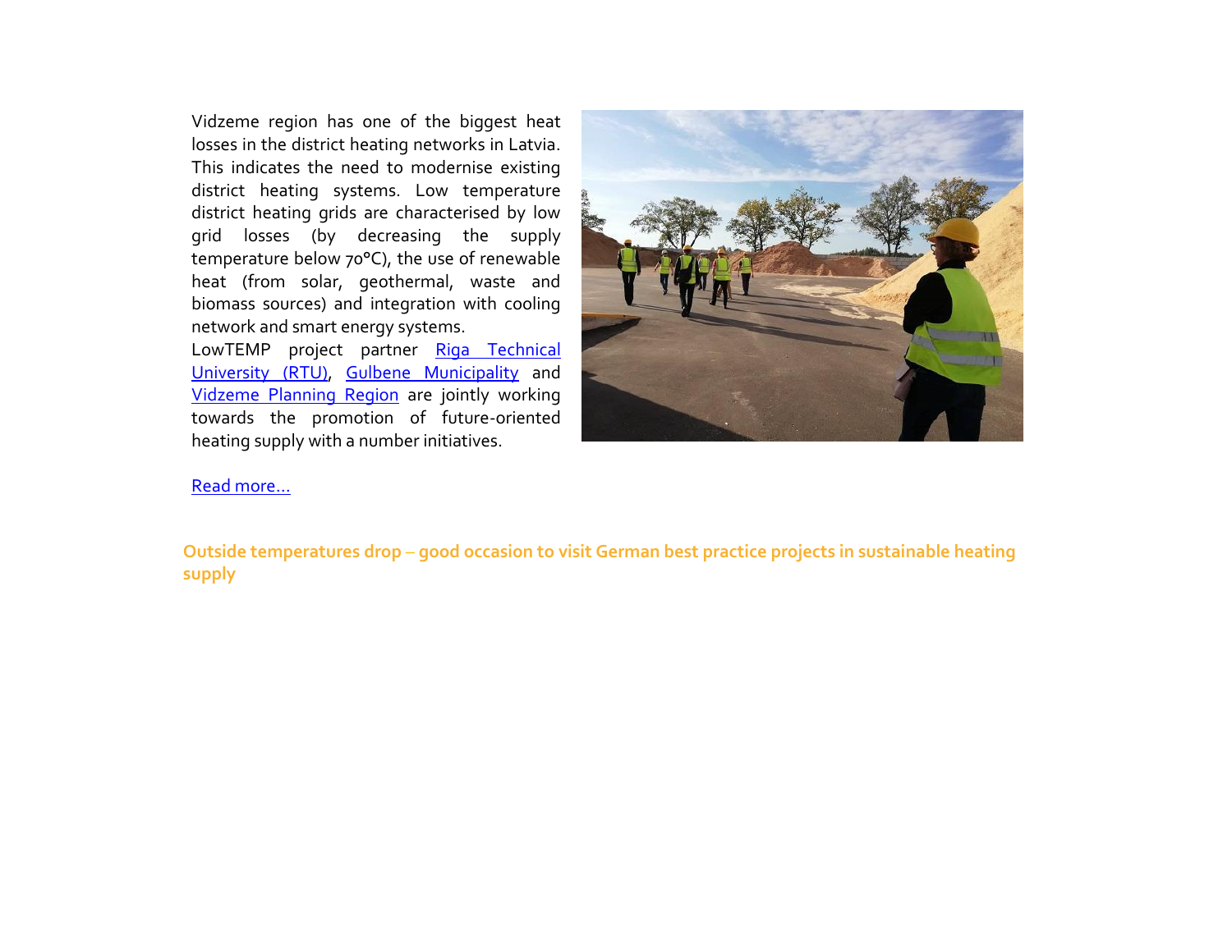Vidzeme region has one of the biggest heat losses in the district heating networks in Latvia. This indicates the need to modernise existing district heating systems. Low temperature district heating grids are characterised by low grid losses (by decreasing the supply temperature below 70°C), the use of renewable heat (from solar, geothermal, waste and biomass sources) and integration with cooling network and smart energy systems.

LowTEMP project partner [Riga Technical University (RTU)](), [Gulbene Municipality]() and [Vidzeme Planning Region]() are jointly working towards the promotion of future-oriented heating supply with a number initiatives.

[Read more…]()

## Outside temperatures drop – good occasion to visit German best practice projects in sustainable heating supply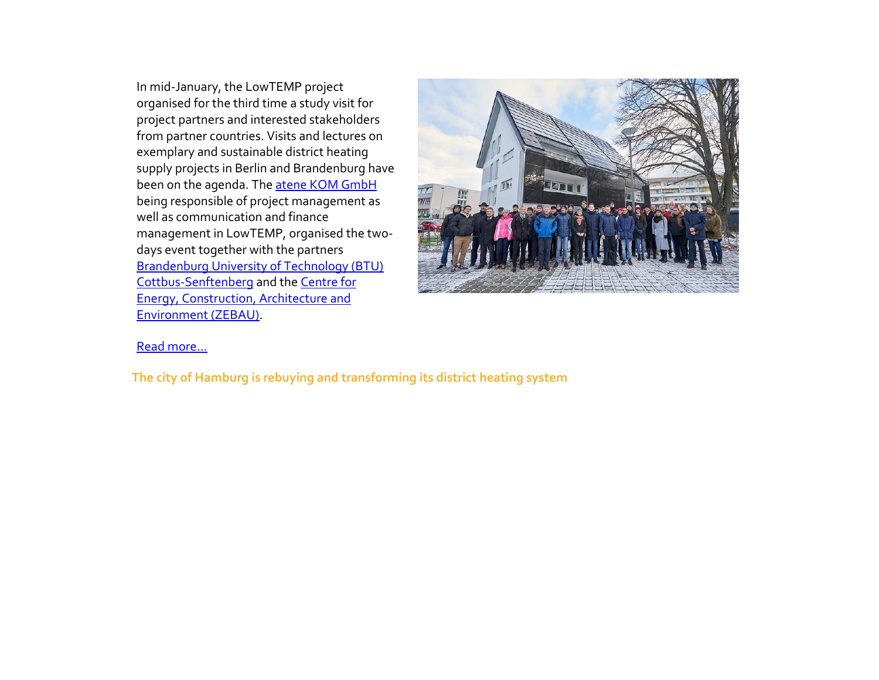In mid-January, the LowTEMP project organised for the third time a study visit for project partners and interested stakeholders from partner countries. Visits and lectures on exemplary and sustainable district heating supply projects in Berlin and Brandenburg have been on the agenda. The atene KOM GmbH being responsible of project management as well as communication and finance management in LowTEMP, organised the two-days event together with the partners Brandenburg University of Technology (BTU) Cottbus-Senftenberg and the Centre for Energy, Construction, Architecture and Environment (ZEBAU).

Read more…

**The city of Hamburg is rebuying and transforming its district heating system**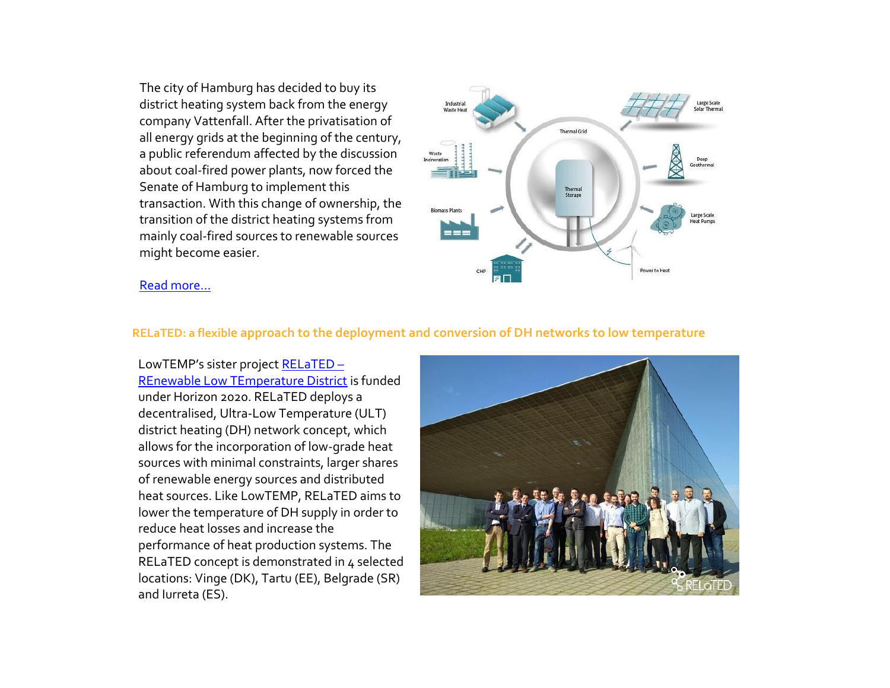The city of Hamburg has decided to buy its district heating system back from the energy company Vattenfall. After the privatisation of all energy grids at the beginning of the century, a public referendum affected by the discussion about coal-fired power plants, now forced the Senate of Hamburg to implement this transaction. With this change of ownership, the transition of the district heating systems from mainly coal-fired sources to renewable sources might become easier.

[Read more…]

## RELaTED: a flexible approach to the deployment and conversion of DH networks to low temperature

LowTEMP's sister project [RELaTED – REnewable Low TEmperature District] is funded under Horizon 2020. RELaTED deploys a decentralised, Ultra-Low Temperature (ULT) district heating (DH) network concept, which allows for the incorporation of low-grade heat sources with minimal constraints, larger shares of renewable energy sources and distributed heat sources. Like LowTEMP, RELaTED aims to lower the temperature of DH supply in order to reduce heat losses and increase the performance of heat production systems. The RELaTED concept is demonstrated in 4 selected locations: Vinge (DK), Tartu (EE), Belgrade (SR) and Iurreta (ES).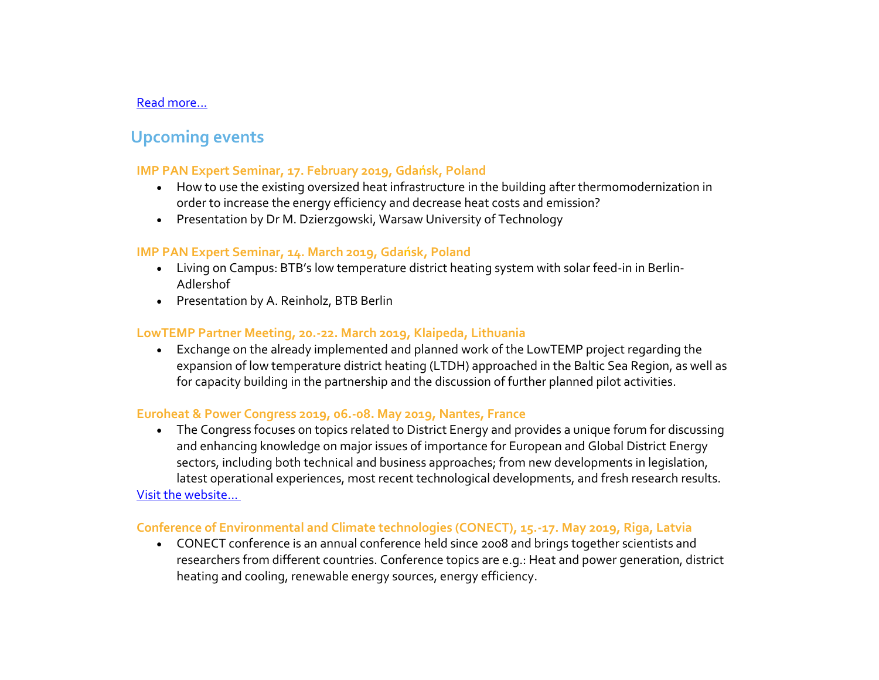[Read more…]

## Upcoming events

### IMP PAN Expert Seminar, 17. February 2019, Gdańsk, Poland

- How to use the existing oversized heat infrastructure in the building after thermomodernization in order to increase the energy efficiency and decrease heat costs and emission?
- Presentation by Dr M. Dzierzgowski, Warsaw University of Technology

### IMP PAN Expert Seminar, 14. March 2019, Gdańsk, Poland

- Living on Campus: BTB's low temperature district heating system with solar feed-in in Berlin-Adlershof
- Presentation by A. Reinholz, BTB Berlin

### LowTEMP Partner Meeting, 20.-22. March 2019, Klaipeda, Lithuania

- Exchange on the already implemented and planned work of the LowTEMP project regarding the expansion of low temperature district heating (LTDH) approached in the Baltic Sea Region, as well as for capacity building in the partnership and the discussion of further planned pilot activities.

### Euroheat & Power Congress 2019, 06.-08. May 2019, Nantes, France

- The Congress focuses on topics related to District Energy and provides a unique forum for discussing and enhancing knowledge on major issues of importance for European and Global District Energy sectors, including both technical and business approaches; from new developments in legislation, latest operational experiences, most recent technological developments, and fresh research results.

[Visit the website…]

### Conference of Environmental and Climate technologies (CONECT), 15.-17. May 2019, Riga, Latvia

- CONECT conference is an annual conference held since 2008 and brings together scientists and researchers from different countries. Conference topics are e.g.: Heat and power generation, district heating and cooling, renewable energy sources, energy efficiency.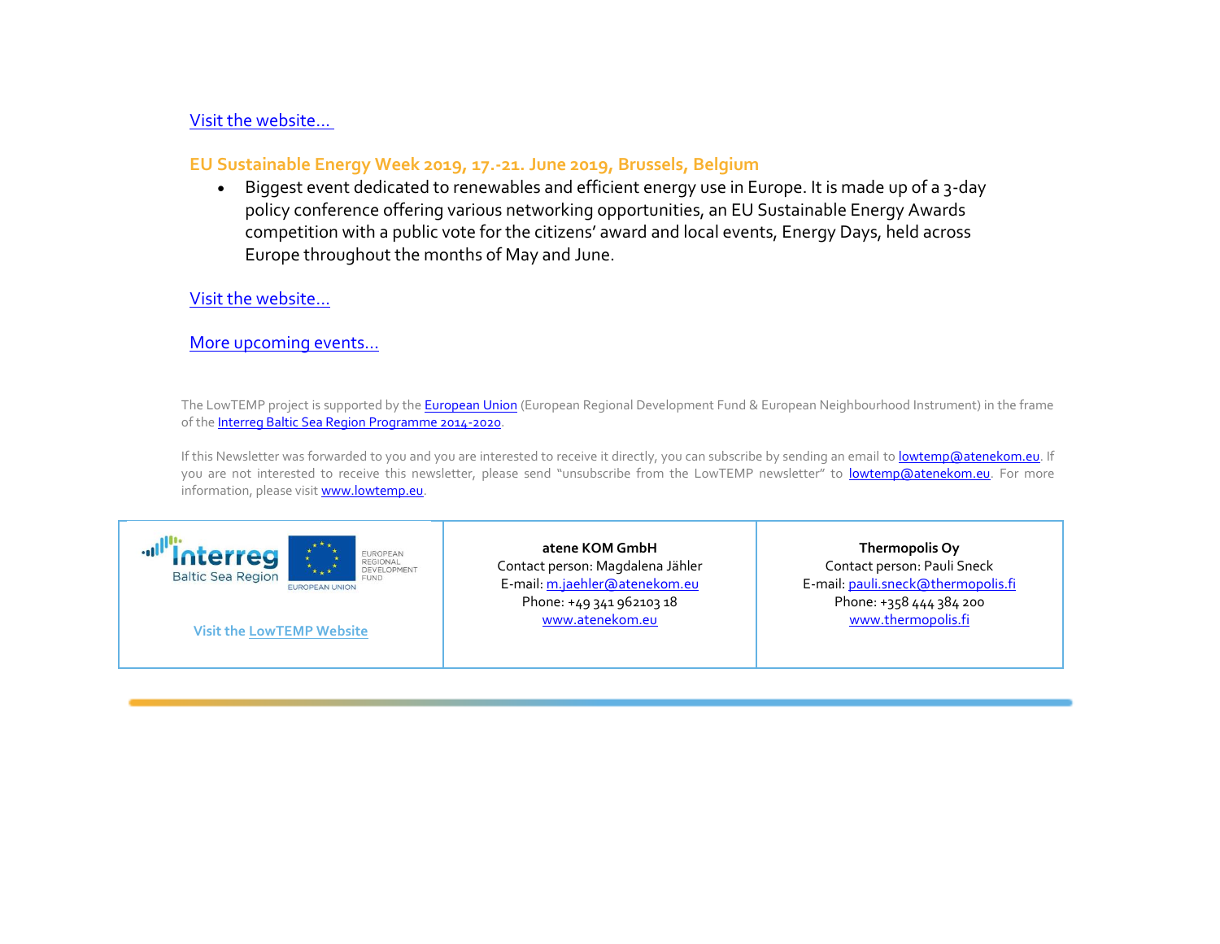Visit the website...

### EU Sustainable Energy Week 2019, 17.-21. June 2019, Brussels, Belgium

- Biggest event dedicated to renewables and efficient energy use in Europe. It is made up of a 3-day policy conference offering various networking opportunities, an EU Sustainable Energy Awards competition with a public vote for the citizens' award and local events, Energy Days, held across Europe throughout the months of May and June.

Visit the website...

More upcoming events...

The LowTEMP project is supported by the European Union (European Regional Development Fund & European Neighbourhood Instrument) in the frame of the Interreg Baltic Sea Region Programme 2014-2020.

If this Newsletter was forwarded to you and you are interested to receive it directly, you can subscribe by sending an email to lowtemp@atenekom.eu. If you are not interested to receive this newsletter, please send "unsubscribe from the LowTEMP newsletter" to lowtemp@atenekom.eu. For more information, please visit www.lowtemp.eu.

| | | |
|---|---|---|
| Interreg Baltic Sea Region – European Union, European Regional Development Fund<br><br>Visit the LowTEMP Website | **atene KOM GmbH**<br>Contact person: Magdalena Jähler<br>E-mail: m.jaehler@atenekom.eu<br>Phone: +49 341 962103 18<br>www.atenekom.eu | **Thermopolis Oy**<br>Contact person: Pauli Sneck<br>E-mail: pauli.sneck@thermopolis.fi<br>Phone: +358 444 384 200<br>www.thermopolis.fi |